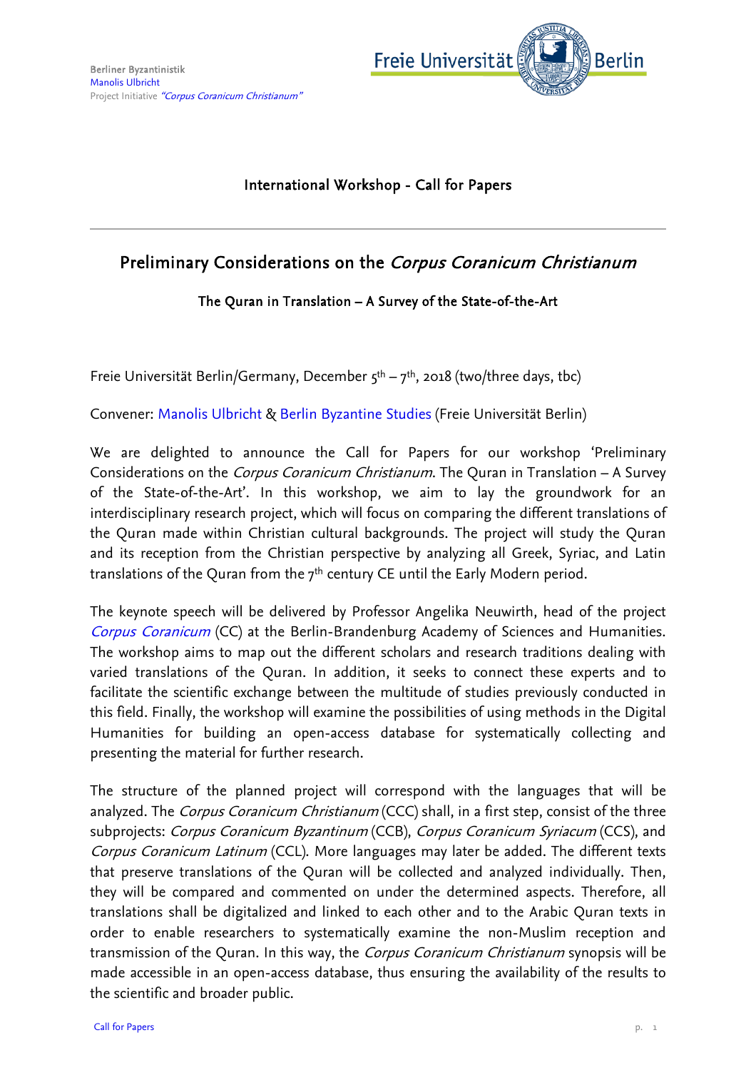Berliner Byzantinistik
Manolis Ulbricht
Project Initiative *"Corpus Coranicum Christianum"*

Freie Universität Berlin

International Workshop - Call for Papers

---

## Preliminary Considerations on the *Corpus Coranicum Christianum*

### The Quran in Translation – A Survey of the State-of-the-Art

Freie Universität Berlin/Germany, December 5th – 7th, 2018 (two/three days, tbc)

Convener: Manolis Ulbricht & Berlin Byzantine Studies (Freie Universität Berlin)

We are delighted to announce the Call for Papers for our workshop 'Preliminary Considerations on the *Corpus Coranicum Christianum*. The Quran in Translation – A Survey of the State-of-the-Art'. In this workshop, we aim to lay the groundwork for an interdisciplinary research project, which will focus on comparing the different translations of the Quran made within Christian cultural backgrounds. The project will study the Quran and its reception from the Christian perspective by analyzing all Greek, Syriac, and Latin translations of the Quran from the 7th century CE until the Early Modern period.

The keynote speech will be delivered by Professor Angelika Neuwirth, head of the project *Corpus Coranicum* (CC) at the Berlin-Brandenburg Academy of Sciences and Humanities. The workshop aims to map out the different scholars and research traditions dealing with varied translations of the Quran. In addition, it seeks to connect these experts and to facilitate the scientific exchange between the multitude of studies previously conducted in this field. Finally, the workshop will examine the possibilities of using methods in the Digital Humanities for building an open-access database for systematically collecting and presenting the material for further research.

The structure of the planned project will correspond with the languages that will be analyzed. The *Corpus Coranicum Christianum* (CCC) shall, in a first step, consist of the three subprojects: *Corpus Coranicum Byzantinum* (CCB), *Corpus Coranicum Syriacum* (CCS), and *Corpus Coranicum Latinum* (CCL). More languages may later be added. The different texts that preserve translations of the Quran will be collected and analyzed individually. Then, they will be compared and commented on under the determined aspects. Therefore, all translations shall be digitalized and linked to each other and to the Arabic Quran texts in order to enable researchers to systematically examine the non-Muslim reception and transmission of the Quran. In this way, the *Corpus Coranicum Christianum* synopsis will be made accessible in an open-access database, thus ensuring the availability of the results to the scientific and broader public.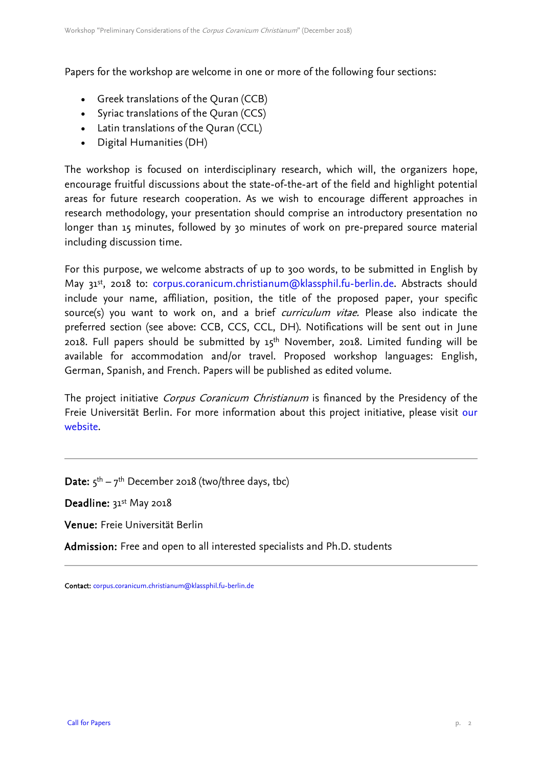Papers for the workshop are welcome in one or more of the following four sections:

- Greek translations of the Quran (CCB)
- Syriac translations of the Quran (CCS)
- Latin translations of the Quran (CCL)
- Digital Humanities (DH)

The workshop is focused on interdisciplinary research, which will, the organizers hope, encourage fruitful discussions about the state-of-the-art of the field and highlight potential areas for future research cooperation. As we wish to encourage different approaches in research methodology, your presentation should comprise an introductory presentation no longer than 15 minutes, followed by 30 minutes of work on pre-prepared source material including discussion time.

For this purpose, we welcome abstracts of up to 300 words, to be submitted in English by May 31st, 2018 to: corpus.coranicum.christianum@klassphil.fu-berlin.de. Abstracts should include your name, affiliation, position, the title of the proposed paper, your specific source(s) you want to work on, and a brief *curriculum vitae*. Please also indicate the preferred section (see above: CCB, CCS, CCL, DH). Notifications will be sent out in June 2018. Full papers should be submitted by 15th November, 2018. Limited funding will be available for accommodation and/or travel. Proposed workshop languages: English, German, Spanish, and French. Papers will be published as edited volume.

The project initiative *Corpus Coranicum Christianum* is financed by the Presidency of the Freie Universität Berlin. For more information about this project initiative, please visit our website.

---

**Date:** 5th – 7th December 2018 (two/three days, tbc)

**Deadline:** 31st May 2018

**Venue:** Freie Universität Berlin

**Admission:** Free and open to all interested specialists and Ph.D. students

---

**Contact:** corpus.coranicum.christianum@klassphil.fu-berlin.de